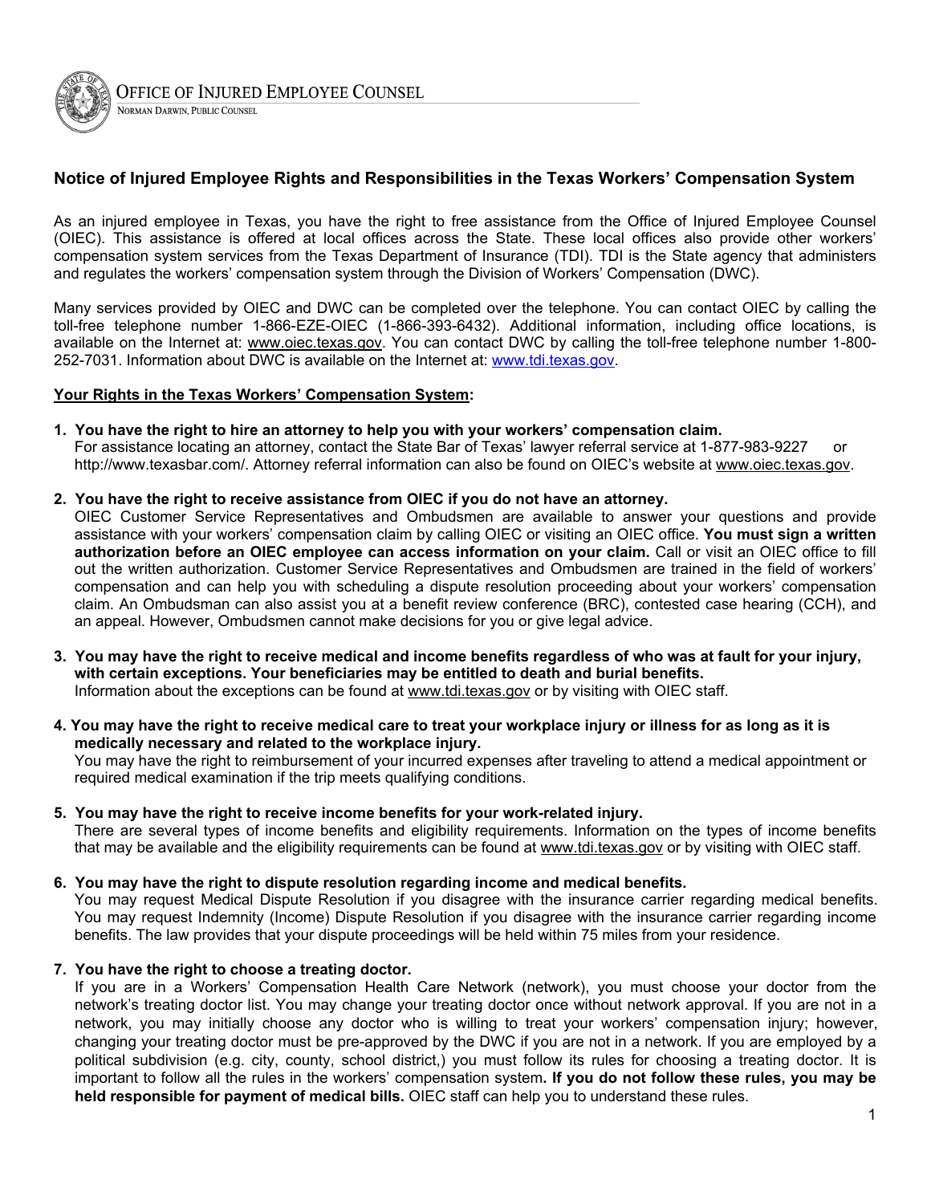OFFICE OF INJURED EMPLOYEE COUNSEL
NORMAN DARWIN, PUBLIC COUNSEL

## Notice of Injured Employee Rights and Responsibilities in the Texas Workers' Compensation System

As an injured employee in Texas, you have the right to free assistance from the Office of Injured Employee Counsel (OIEC). This assistance is offered at local offices across the State. These local offices also provide other workers' compensation system services from the Texas Department of Insurance (TDI). TDI is the State agency that administers and regulates the workers' compensation system through the Division of Workers' Compensation (DWC).

Many services provided by OIEC and DWC can be completed over the telephone. You can contact OIEC by calling the toll-free telephone number 1-866-EZE-OIEC (1-866-393-6432). Additional information, including office locations, is available on the Internet at: www.oiec.texas.gov. You can contact DWC by calling the toll-free telephone number 1-800-252-7031. Information about DWC is available on the Internet at: www.tdi.texas.gov.

**Your Rights in the Texas Workers' Compensation System:**

1. **You have the right to hire an attorney to help you with your workers' compensation claim.**
   For assistance locating an attorney, contact the State Bar of Texas' lawyer referral service at 1-877-983-9227 or http://www.texasbar.com/. Attorney referral information can also be found on OIEC's website at www.oiec.texas.gov.

2. **You have the right to receive assistance from OIEC if you do not have an attorney.**
   OIEC Customer Service Representatives and Ombudsmen are available to answer your questions and provide assistance with your workers' compensation claim by calling OIEC or visiting an OIEC office. **You must sign a written authorization before an OIEC employee can access information on your claim.** Call or visit an OIEC office to fill out the written authorization. Customer Service Representatives and Ombudsmen are trained in the field of workers' compensation and can help you with scheduling a dispute resolution proceeding about your workers' compensation claim. An Ombudsman can also assist you at a benefit review conference (BRC), contested case hearing (CCH), and an appeal. However, Ombudsmen cannot make decisions for you or give legal advice.

3. **You may have the right to receive medical and income benefits regardless of who was at fault for your injury, with certain exceptions. Your beneficiaries may be entitled to death and burial benefits.**
   Information about the exceptions can be found at www.tdi.texas.gov or by visiting with OIEC staff.

4. **You may have the right to receive medical care to treat your workplace injury or illness for as long as it is medically necessary and related to the workplace injury.**
   You may have the right to reimbursement of your incurred expenses after traveling to attend a medical appointment or required medical examination if the trip meets qualifying conditions.

5. **You may have the right to receive income benefits for your work-related injury.**
   There are several types of income benefits and eligibility requirements. Information on the types of income benefits that may be available and the eligibility requirements can be found at www.tdi.texas.gov or by visiting with OIEC staff.

6. **You may have the right to dispute resolution regarding income and medical benefits.**
   You may request Medical Dispute Resolution if you disagree with the insurance carrier regarding medical benefits. You may request Indemnity (Income) Dispute Resolution if you disagree with the insurance carrier regarding income benefits. The law provides that your dispute proceedings will be held within 75 miles from your residence.

7. **You have the right to choose a treating doctor.**
   If you are in a Workers' Compensation Health Care Network (network), you must choose your doctor from the network's treating doctor list. You may change your treating doctor once without network approval. If you are not in a network, you may initially choose any doctor who is willing to treat your workers' compensation injury; however, changing your treating doctor must be pre-approved by the DWC if you are not in a network. If you are employed by a political subdivision (e.g. city, county, school district,) you must follow its rules for choosing a treating doctor. It is important to follow all the rules in the workers' compensation system**. If you do not follow these rules, you may be held responsible for payment of medical bills.** OIEC staff can help you to understand these rules.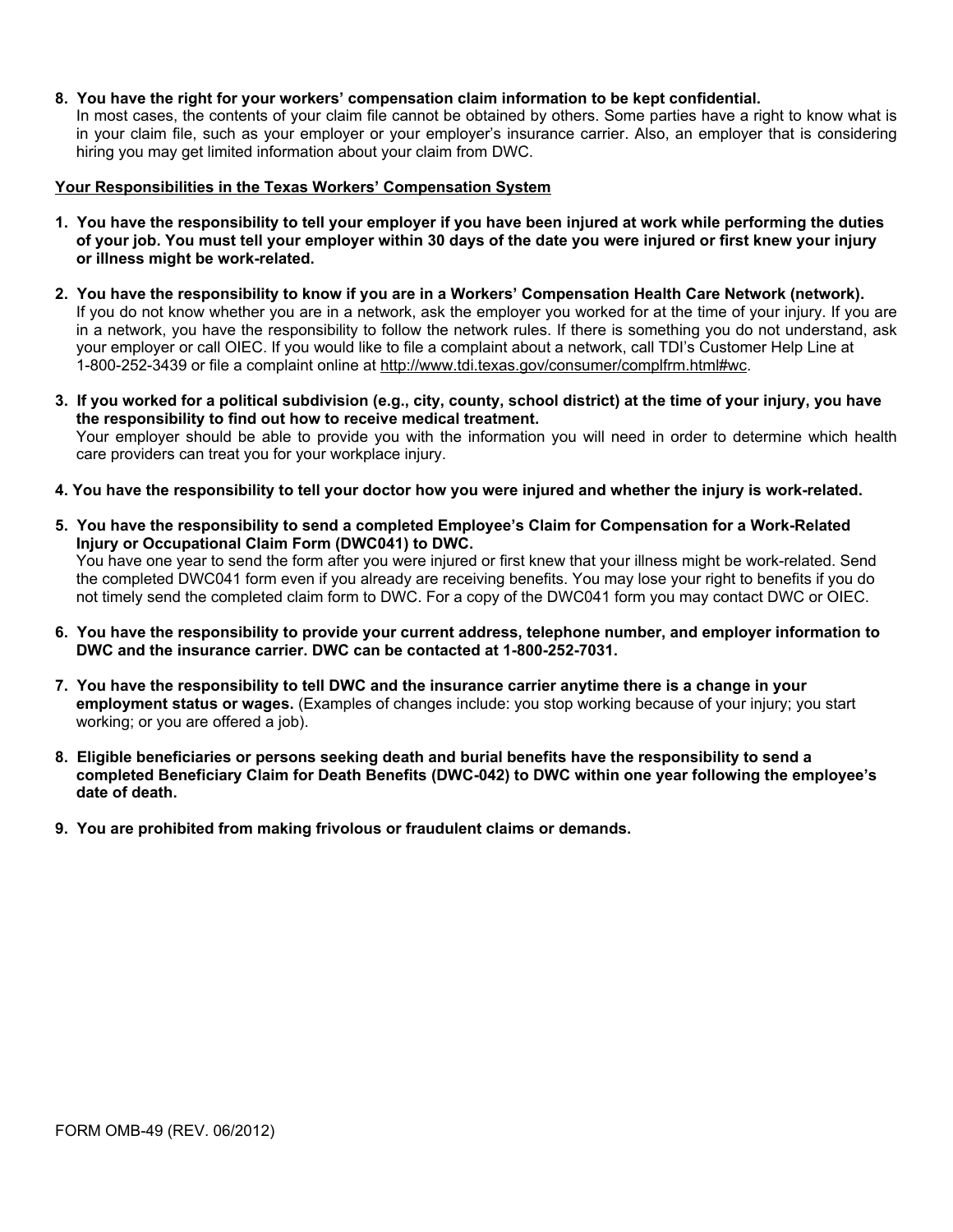8. **You have the right for your workers' compensation claim information to be kept confidential.**
   In most cases, the contents of your claim file cannot be obtained by others. Some parties have a right to know what is in your claim file, such as your employer or your employer's insurance carrier. Also, an employer that is considering hiring you may get limited information about your claim from DWC.

<u>Your Responsibilities in the Texas Workers' Compensation System</u>

1. **You have the responsibility to tell your employer if you have been injured at work while performing the duties of your job. You must tell your employer within 30 days of the date you were injured or first knew your injury or illness might be work-related.**

2. **You have the responsibility to know if you are in a Workers' Compensation Health Care Network (network).**
   If you do not know whether you are in a network, ask the employer you worked for at the time of your injury. If you are in a network, you have the responsibility to follow the network rules. If there is something you do not understand, ask your employer or call OIEC. If you would like to file a complaint about a network, call TDI's Customer Help Line at 1-800-252-3439 or file a complaint online at http://www.tdi.texas.gov/consumer/complfrm.html#wc.

3. **If you worked for a political subdivision (e.g., city, county, school district) at the time of your injury, you have the responsibility to find out how to receive medical treatment.**
   Your employer should be able to provide you with the information you will need in order to determine which health care providers can treat you for your workplace injury.

4. **You have the responsibility to tell your doctor how you were injured and whether the injury is work-related.**

5. **You have the responsibility to send a completed Employee's Claim for Compensation for a Work-Related Injury or Occupational Claim Form (DWC041) to DWC.**
   You have one year to send the form after you were injured or first knew that your illness might be work-related. Send the completed DWC041 form even if you already are receiving benefits. You may lose your right to benefits if you do not timely send the completed claim form to DWC. For a copy of the DWC041 form you may contact DWC or OIEC.

6. **You have the responsibility to provide your current address, telephone number, and employer information to DWC and the insurance carrier. DWC can be contacted at 1-800-252-7031.**

7. **You have the responsibility to tell DWC and the insurance carrier anytime there is a change in your employment status or wages.** (Examples of changes include: you stop working because of your injury; you start working; or you are offered a job).

8. **Eligible beneficiaries or persons seeking death and burial benefits have the responsibility to send a completed Beneficiary Claim for Death Benefits (DWC-042) to DWC within one year following the employee's date of death.**

9. **You are prohibited from making frivolous or fraudulent claims or demands.**

FORM OMB-49 (REV. 06/2012)